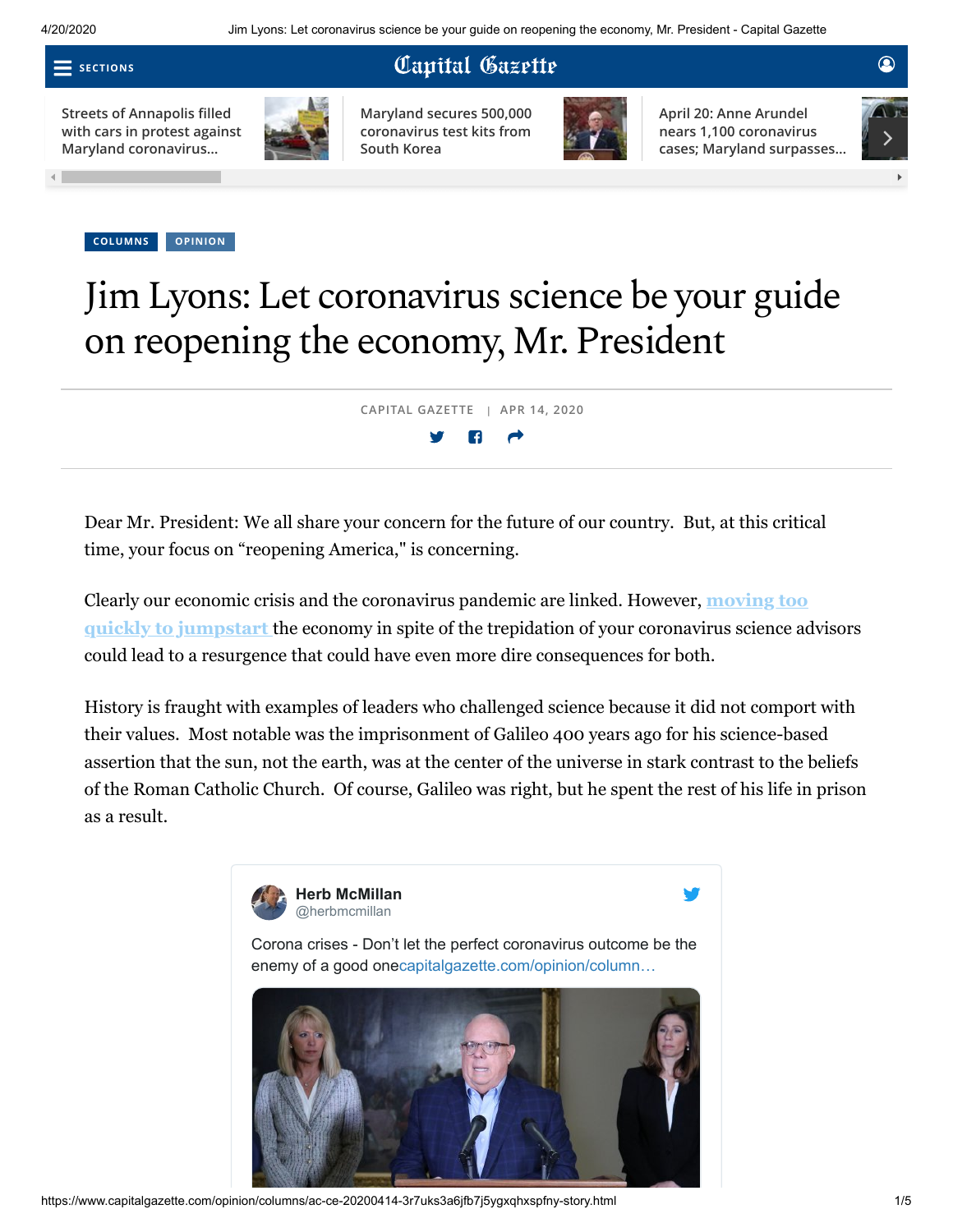COLUMNS | OPINION

# Jim Lyons: Let coronavirus science be your guide on reopening the economy, Mr. President

CAPITAL GAZETTE | APR 14, 2020

Dear Mr. President: We all share your concern for the future of our country. But, at this critical time, your focus on "reopening America," is concerning.

Clearly our economic crisis and the coronavirus pandemic are linked. However, moving too quickly to jumpstart the economy in spite of the trepidation of your coronavirus science advisors could lead to a resurgence that could have even more dire consequences for both.

History is fraught with examples of leaders who challenged science because it did not comport with their values. Most notable was the imprisonment of Galileo 400 years ago for his science-based assertion that the sun, not the earth, was at the center of the universe in stark contrast to the beliefs of the Roman Catholic Church. Of course, Galileo was right, but he spent the rest of his life in prison as a result.

> **Herb McMillan** @herbmcmillan
>
> Corona crises - Don't let the perfect coronavirus outcome be the enemy of a good onecapitalgazette.com/opinion/column…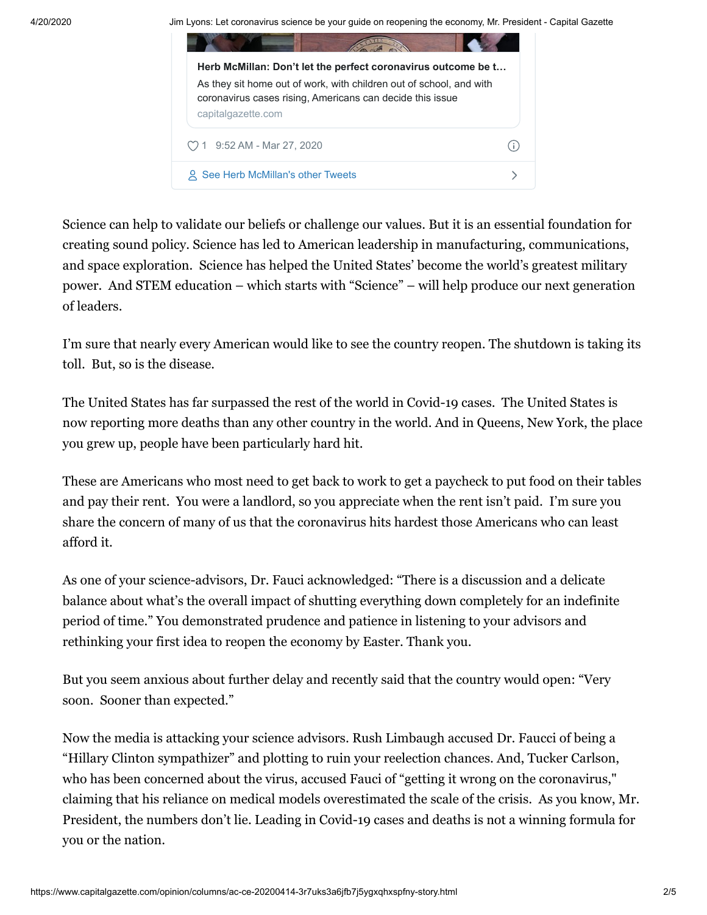**Herb McMillan: Don't let the perfect coronavirus outcome be t…**

As they sit home out of work, with children out of school, and with coronavirus cases rising, Americans can decide this issue

capitalgazette.com

♡ 1 9:52 AM - Mar 27, 2020

See Herb McMillan's other Tweets

Science can help to validate our beliefs or challenge our values. But it is an essential foundation for creating sound policy. Science has led to American leadership in manufacturing, communications, and space exploration. Science has helped the United States' become the world's greatest military power. And STEM education – which starts with "Science" – will help produce our next generation of leaders.

I'm sure that nearly every American would like to see the country reopen. The shutdown is taking its toll. But, so is the disease.

The United States has far surpassed the rest of the world in Covid-19 cases. The United States is now reporting more deaths than any other country in the world. And in Queens, New York, the place you grew up, people have been particularly hard hit.

These are Americans who most need to get back to work to get a paycheck to put food on their tables and pay their rent. You were a landlord, so you appreciate when the rent isn't paid. I'm sure you share the concern of many of us that the coronavirus hits hardest those Americans who can least afford it.

As one of your science-advisors, Dr. Fauci acknowledged: "There is a discussion and a delicate balance about what's the overall impact of shutting everything down completely for an indefinite period of time." You demonstrated prudence and patience in listening to your advisors and rethinking your first idea to reopen the economy by Easter. Thank you.

But you seem anxious about further delay and recently said that the country would open: "Very soon. Sooner than expected."

Now the media is attacking your science advisors. Rush Limbaugh accused Dr. Faucci of being a "Hillary Clinton sympathizer" and plotting to ruin your reelection chances. And, Tucker Carlson, who has been concerned about the virus, accused Fauci of "getting it wrong on the coronavirus," claiming that his reliance on medical models overestimated the scale of the crisis. As you know, Mr. President, the numbers don't lie. Leading in Covid-19 cases and deaths is not a winning formula for you or the nation.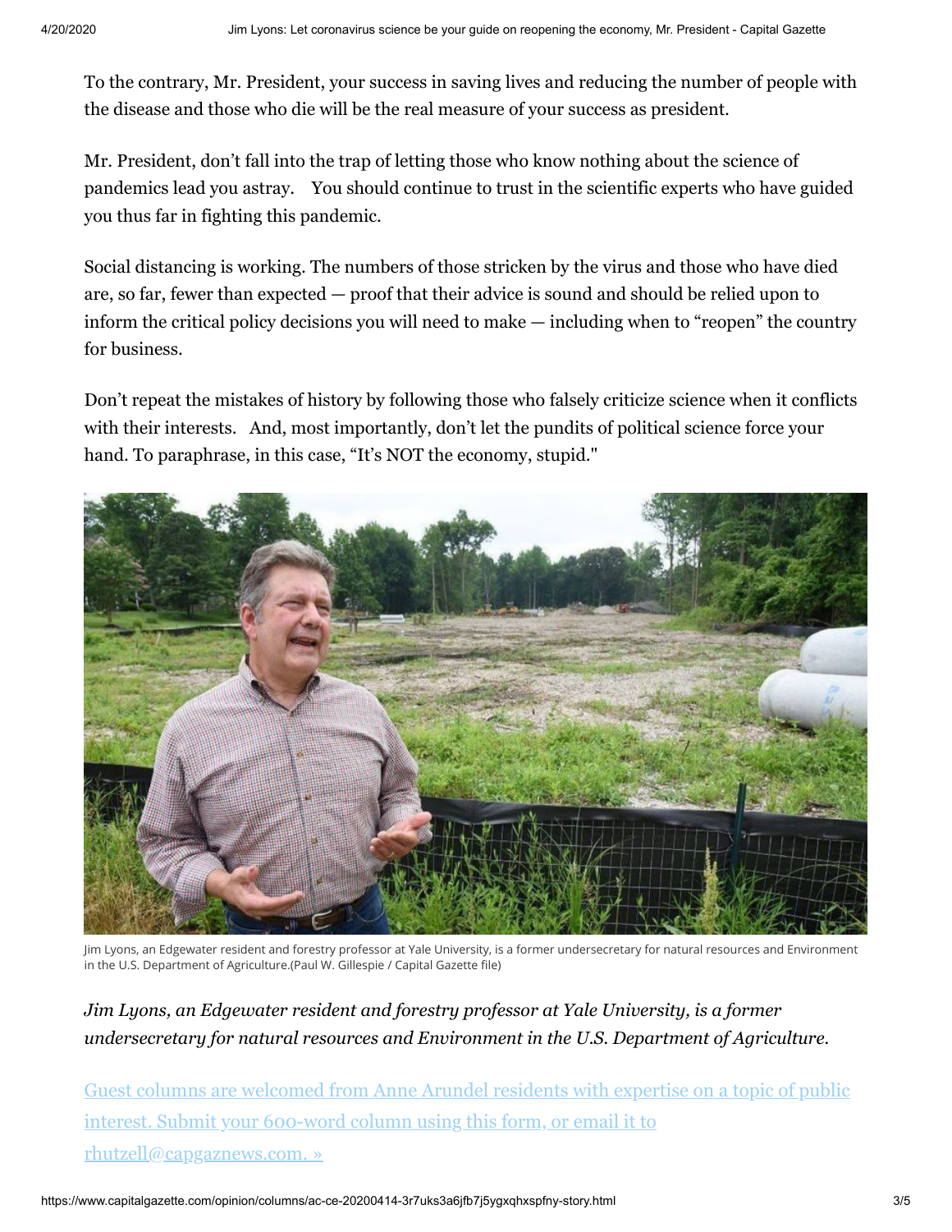To the contrary, Mr. President, your success in saving lives and reducing the number of people with the disease and those who die will be the real measure of your success as president.

Mr. President, don't fall into the trap of letting those who know nothing about the science of pandemics lead you astray. You should continue to trust in the scientific experts who have guided you thus far in fighting this pandemic.

Social distancing is working. The numbers of those stricken by the virus and those who have died are, so far, fewer than expected — proof that their advice is sound and should be relied upon to inform the critical policy decisions you will need to make — including when to "reopen" the country for business.

Don't repeat the mistakes of history by following those who falsely criticize science when it conflicts with their interests. And, most importantly, don't let the pundits of political science force your hand. To paraphrase, in this case, "It's NOT the economy, stupid."

Jim Lyons, an Edgewater resident and forestry professor at Yale University, is a former undersecretary for natural resources and Environment in the U.S. Department of Agriculture.(Paul W. Gillespie / Capital Gazette file)

*Jim Lyons, an Edgewater resident and forestry professor at Yale University, is a former undersecretary for natural resources and Environment in the U.S. Department of Agriculture.*

Guest columns are welcomed from Anne Arundel residents with expertise on a topic of public interest. Submit your 600-word column using this form, or email it to rhutzell@capgaznews.com. »